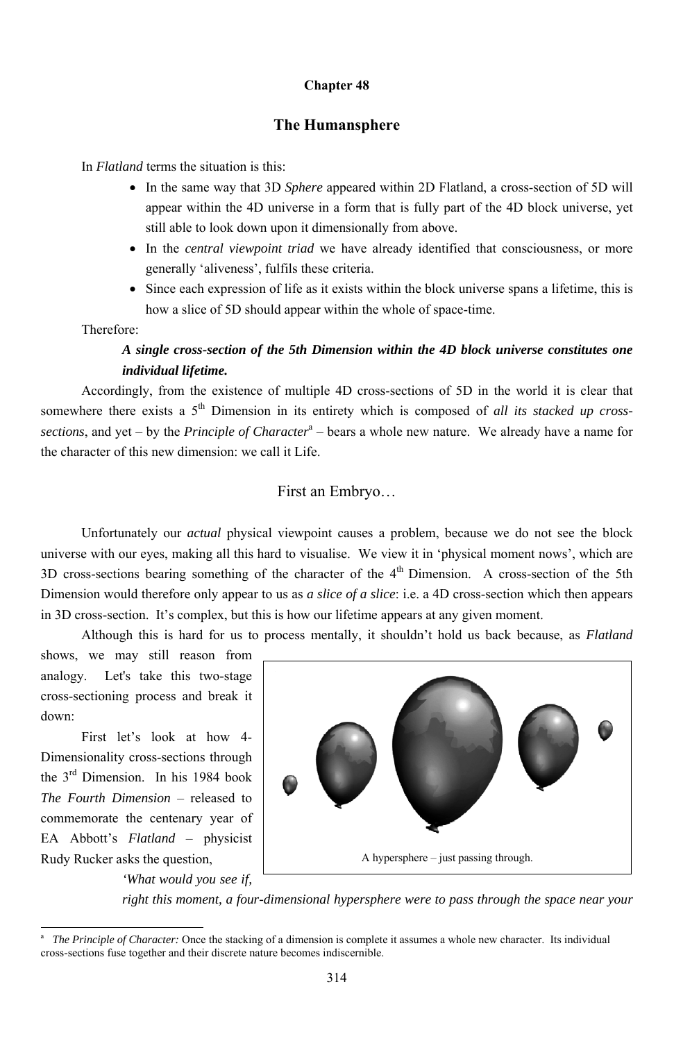## Chapter 48

# The Humansphere

In *Flatland* terms the situation is this:

- In the same way that 3D *Sphere* appeared within 2D Flatland, a cross-section of 5D will appear within the 4D universe in a form that is fully part of the 4D block universe, yet still able to look down upon it dimensionally from above.
- In the *central viewpoint triad* we have already identified that consciousness, or more generally 'aliveness', fulfils these criteria.
- Since each expression of life as it exists within the block universe spans a lifetime, this is how a slice of 5D should appear within the whole of space-time.

Therefore:

> ***A single cross-section of the 5th Dimension within the 4D block universe constitutes one individual lifetime.***

Accordingly, from the existence of multiple 4D cross-sections of 5D in the world it is clear that somewhere there exists a 5th Dimension in its entirety which is composed of *all its stacked up cross-sections*, and yet – by the *Principle of Character*[a] – bears a whole new nature. We already have a name for the character of this new dimension: we call it Life.

## First an Embryo…

Unfortunately our *actual* physical viewpoint causes a problem, because we do not see the block universe with our eyes, making all this hard to visualise. We view it in 'physical moment nows', which are 3D cross-sections bearing something of the character of the 4th Dimension. A cross-section of the 5th Dimension would therefore only appear to us as *a slice of a slice*: i.e. a 4D cross-section which then appears in 3D cross-section. It's complex, but this is how our lifetime appears at any given moment.

Although this is hard for us to process mentally, it shouldn't hold us back because, as *Flatland* shows, we may still reason from analogy. Let's take this two-stage cross-sectioning process and break it down:

First let's look at how 4-Dimensionality cross-sections through the 3rd Dimension. In his 1984 book *The Fourth Dimension* – released to commemorate the centenary year of EA Abbott's *Flatland* – physicist Rudy Rucker asks the question,

A hypersphere – just passing through.

> *'What would you see if, right this moment, a four-dimensional hypersphere were to pass through the space near your*

---

[a] *The Principle of Character:* Once the stacking of a dimension is complete it assumes a whole new character. Its individual cross-sections fuse together and their discrete nature becomes indiscernible.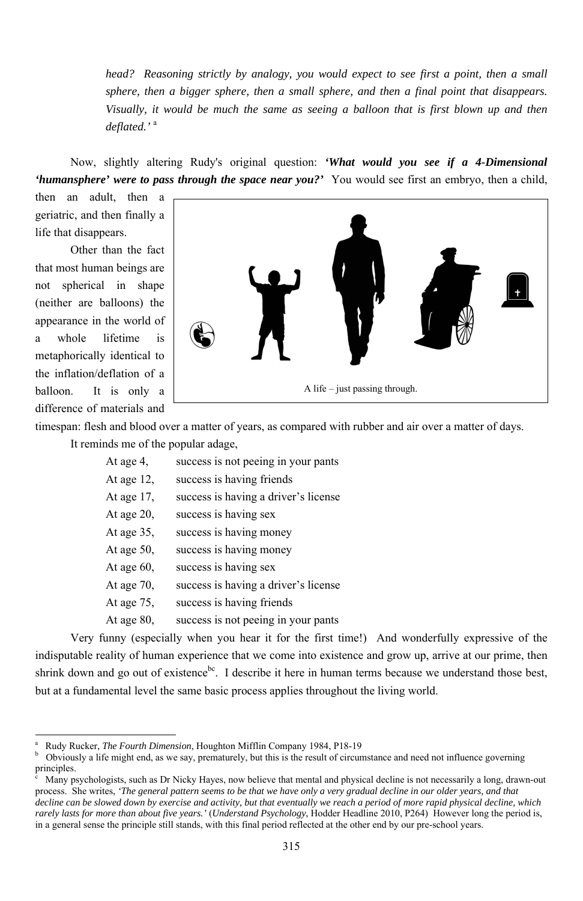*head? Reasoning strictly by analogy, you would expect to see first a point, then a small sphere, then a bigger sphere, then a small sphere, and then a final point that disappears. Visually, it would be much the same as seeing a balloon that is first blown up and then deflated.'* [a]

Now, slightly altering Rudy's original question: ***'What would you see if a 4-Dimensional 'humansphere' were to pass through the space near you?'*** You would see first an embryo, then a child, then an adult, then a geriatric, and then finally a life that disappears.

Other than the fact that most human beings are not spherical in shape (neither are balloons) the appearance in the world of a whole lifetime is metaphorically identical to the inflation/deflation of a balloon. It is only a difference of materials and timespan: flesh and blood over a matter of years, as compared with rubber and air over a matter of days.

A life – just passing through.

It reminds me of the popular adage,

At age 4, success is not peeing in your pants
At age 12, success is having friends
At age 17, success is having a driver's license
At age 20, success is having sex
At age 35, success is having money
At age 50, success is having money
At age 60, success is having sex
At age 70, success is having a driver's license
At age 75, success is having friends
At age 80, success is not peeing in your pants

Very funny (especially when you hear it for the first time!) And wonderfully expressive of the indisputable reality of human experience that we come into existence and grow up, arrive at our prime, then shrink down and go out of existence[bc]. I describe it here in human terms because we understand those best, but at a fundamental level the same basic process applies throughout the living world.

---

[a] Rudy Rucker, *The Fourth Dimension*, Houghton Mifflin Company 1984, P18-19

[b] Obviously a life might end, as we say, prematurely, but this is the result of circumstance and need not influence governing principles.

[c] Many psychologists, such as Dr Nicky Hayes, now believe that mental and physical decline is not necessarily a long, drawn-out process. She writes, *'The general pattern seems to be that we have only a very gradual decline in our older years, and that decline can be slowed down by exercise and activity, but that eventually we reach a period of more rapid physical decline, which rarely lasts for more than about five years.'* (*Understand Psychology*, Hodder Headline 2010, P264) However long the period is, in a general sense the principle still stands, with this final period reflected at the other end by our pre-school years.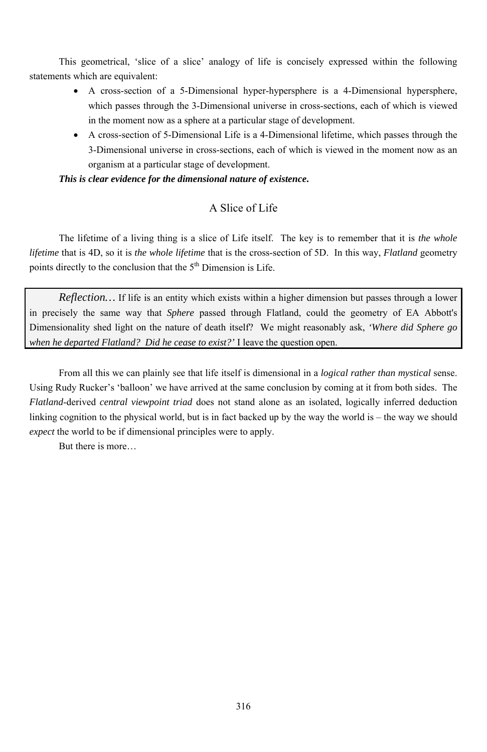This geometrical, 'slice of a slice' analogy of life is concisely expressed within the following statements which are equivalent:

- A cross-section of 5-Dimensional hyper-hypersphere is a 4-Dimensional hypersphere, which passes through the 3-Dimensional universe in cross-sections, each of which is viewed in the moment now as a sphere at a particular stage of development.
- A cross-section of 5-Dimensional Life is a 4-Dimensional lifetime, which passes through the 3-Dimensional universe in cross-sections, each of which is viewed in the moment now as an organism at a particular stage of development.

***This is clear evidence for the dimensional nature of existence.***

## A Slice of Life

The lifetime of a living thing is a slice of Life itself. The key is to remember that it is *the whole lifetime* that is 4D, so it is *the whole lifetime* that is the cross-section of 5D. In this way, *Flatland* geometry points directly to the conclusion that the 5th Dimension is Life.

> *Reflection…* If life is an entity which exists within a higher dimension but passes through a lower in precisely the same way that *Sphere* passed through Flatland, could the geometry of EA Abbott's Dimensionality shed light on the nature of death itself? We might reasonably ask, *'Where did Sphere go when he departed Flatland? Did he cease to exist?'* I leave the question open.

From all this we can plainly see that life itself is dimensional in a *logical rather than mystical* sense. Using Rudy Rucker's 'balloon' we have arrived at the same conclusion by coming at it from both sides. The *Flatland*-derived *central viewpoint triad* does not stand alone as an isolated, logically inferred deduction linking cognition to the physical world, but is in fact backed up by the way the world is – the way we should *expect* the world to be if dimensional principles were to apply.

But there is more…